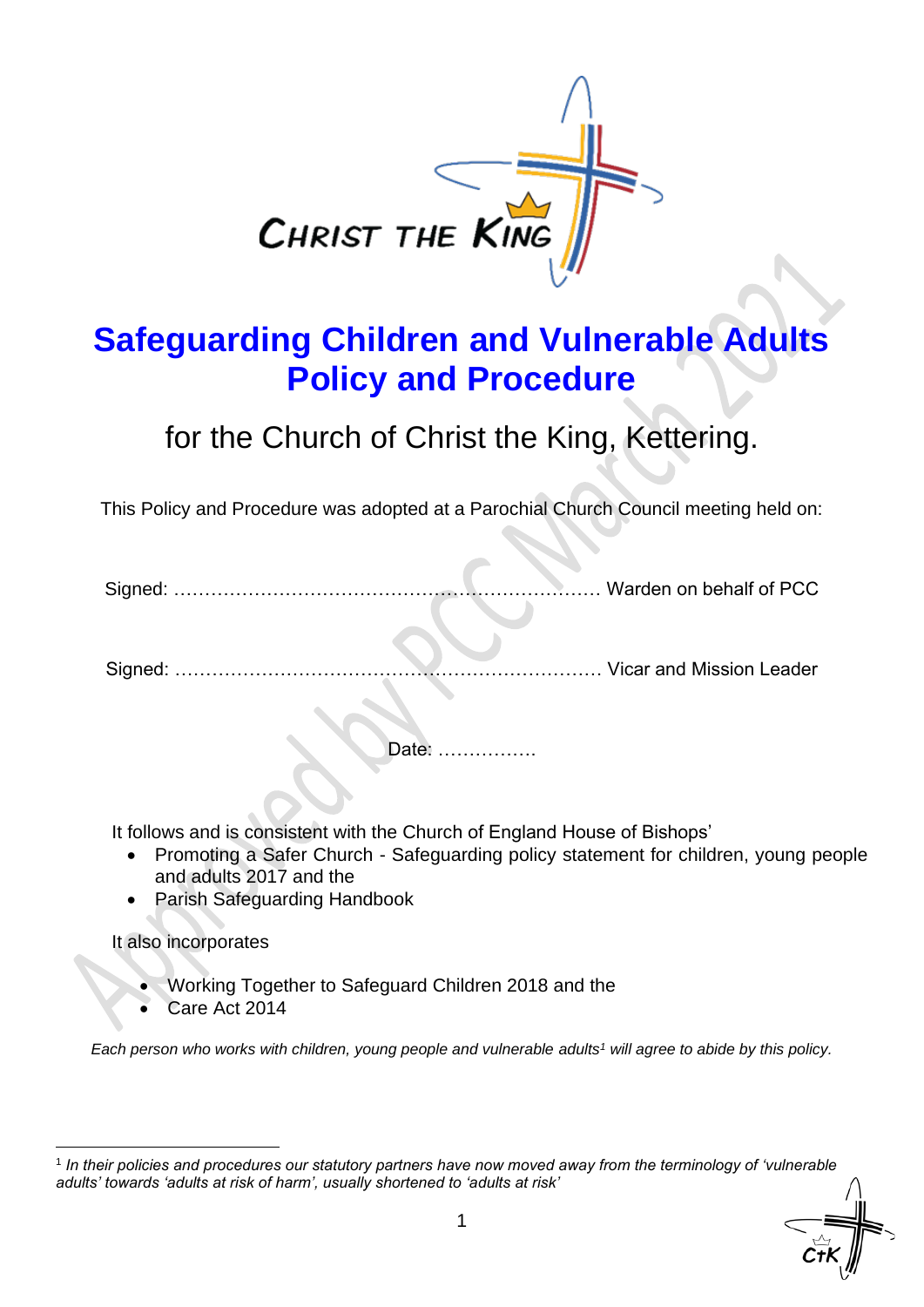CHRIST THE KING

# Safeguarding Children and Vulnerable Adults Policy and Procedure

## for the Church of Christ the King, Kettering.

Approved by PCC March 2021

This Policy and Procedure was adopted at a Parochial Church Council meeting held on:

Signed: …………………………………………………………… Warden on behalf of PCC

Signed: …………………………………………………………… Vicar and Mission Leader

Date: …………….

It follows and is consistent with the Church of England House of Bishops'

- Promoting a Safer Church - Safeguarding policy statement for children, young people and adults 2017 and the
- Parish Safeguarding Handbook

It also incorporates

- Working Together to Safeguard Children 2018 and the
- Care Act 2014

*Each person who works with children, young people and vulnerable adults[1] will agree to abide by this policy.*

---

[1] *In their policies and procedures our statutory partners have now moved away from the terminology of 'vulnerable adults' towards 'adults at risk of harm', usually shortened to 'adults at risk'*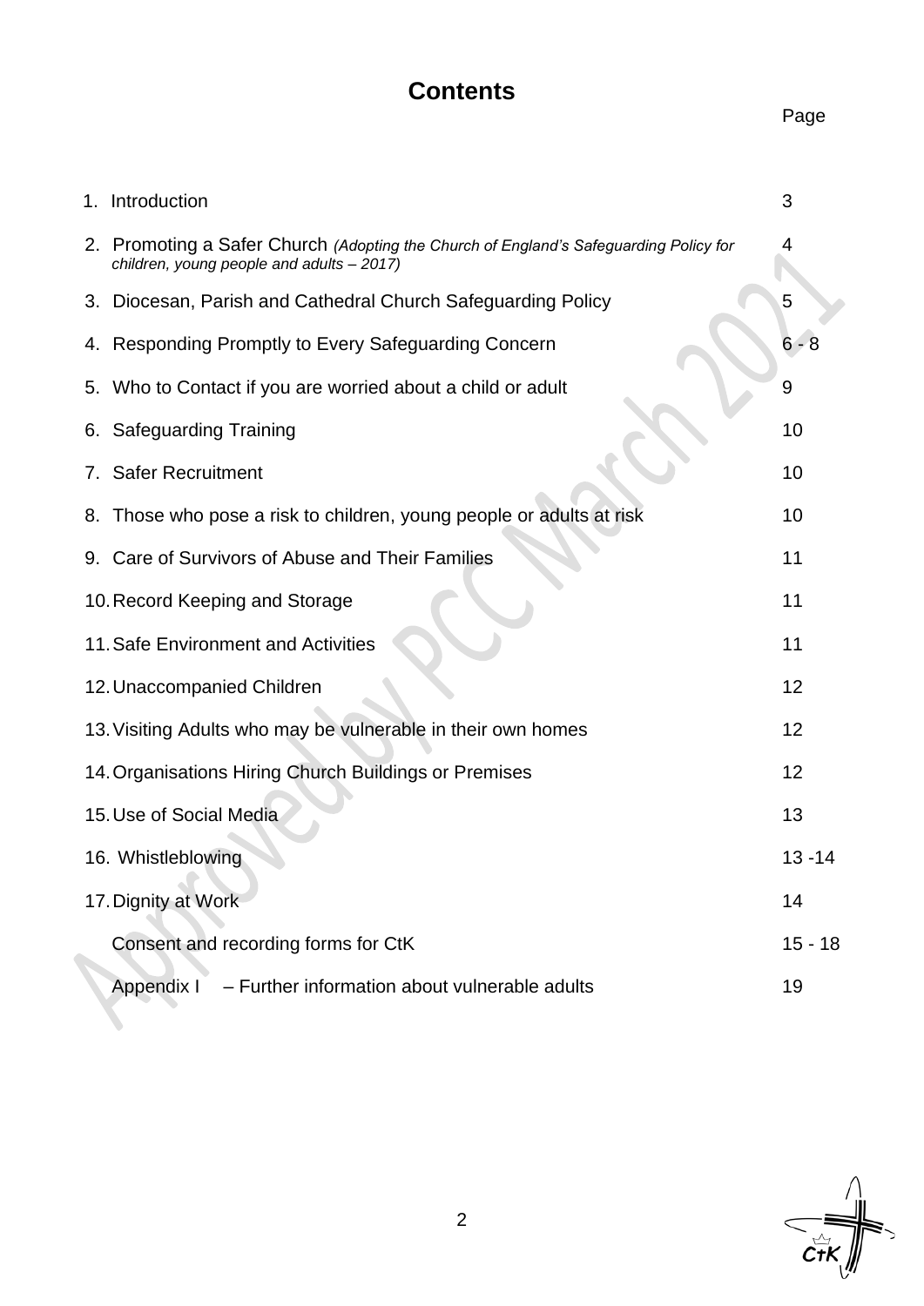# Contents

| | Page |
|---|---|
| 1. Introduction | 3 |
| 2. Promoting a Safer Church *(Adopting the Church of England's Safeguarding Policy for children, young people and adults – 2017)* | 4 |
| 3. Diocesan, Parish and Cathedral Church Safeguarding Policy | 5 |
| 4. Responding Promptly to Every Safeguarding Concern | 6 - 8 |
| 5. Who to Contact if you are worried about a child or adult | 9 |
| 6. Safeguarding Training | 10 |
| 7. Safer Recruitment | 10 |
| 8. Those who pose a risk to children, young people or adults at risk | 10 |
| 9. Care of Survivors of Abuse and Their Families | 11 |
| 10. Record Keeping and Storage | 11 |
| 11. Safe Environment and Activities | 11 |
| 12. Unaccompanied Children | 12 |
| 13. Visiting Adults who may be vulnerable in their own homes | 12 |
| 14. Organisations Hiring Church Buildings or Premises | 12 |
| 15. Use of Social Media | 13 |
| 16. Whistleblowing | 13 -14 |
| 17. Dignity at Work | 14 |
| Consent and recording forms for CtK | 15 - 18 |
| Appendix I – Further information about vulnerable adults | 19 |

Approved by PCC March 2021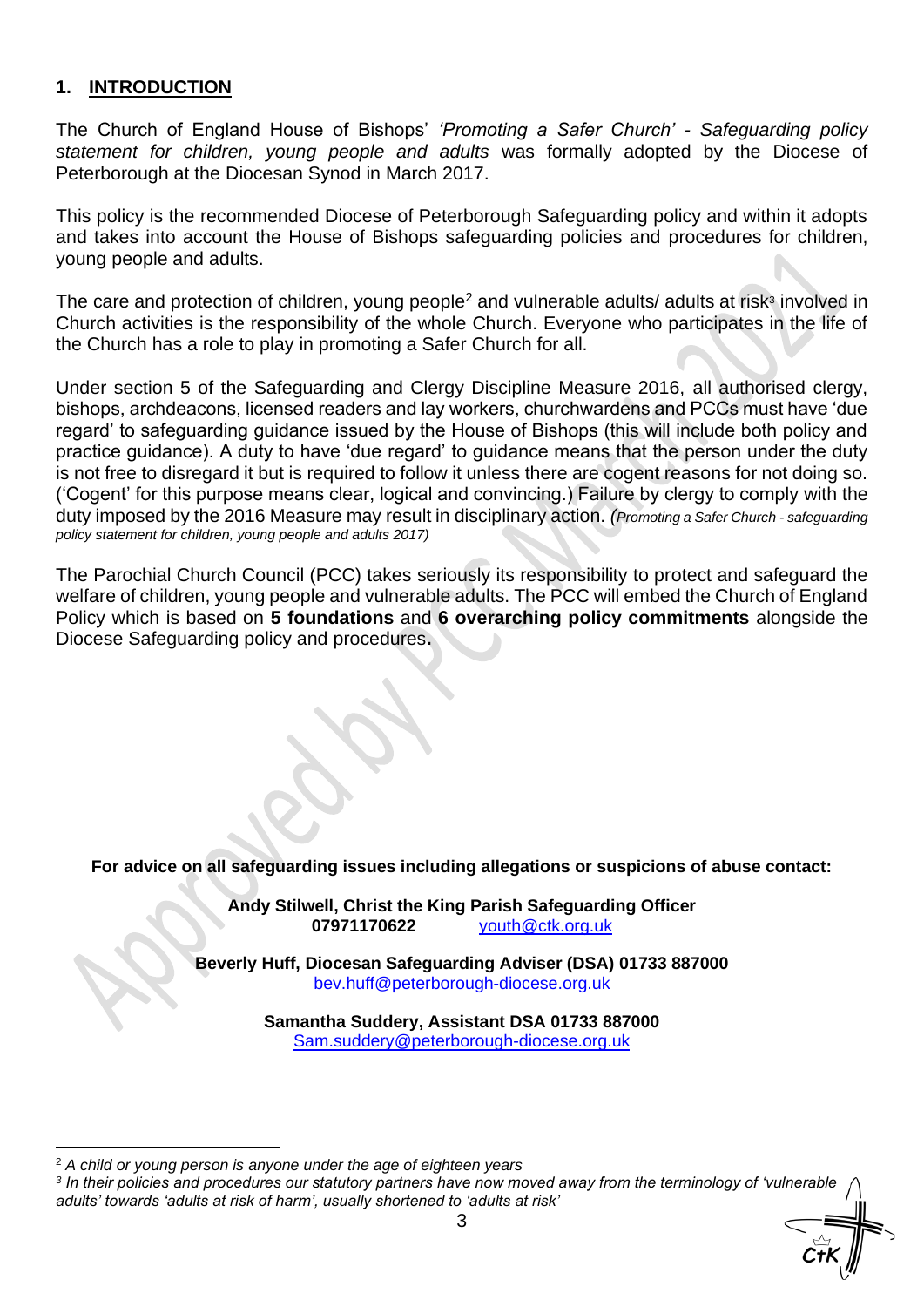## 1. INTRODUCTION

The Church of England House of Bishops' *'Promoting a Safer Church' - Safeguarding policy statement for children, young people and adults* was formally adopted by the Diocese of Peterborough at the Diocesan Synod in March 2017.

This policy is the recommended Diocese of Peterborough Safeguarding policy and within it adopts and takes into account the House of Bishops safeguarding policies and procedures for children, young people and adults.

The care and protection of children, young people[2] and vulnerable adults/ adults at risk[3] involved in Church activities is the responsibility of the whole Church. Everyone who participates in the life of the Church has a role to play in promoting a Safer Church for all.

Under section 5 of the Safeguarding and Clergy Discipline Measure 2016, all authorised clergy, bishops, archdeacons, licensed readers and lay workers, churchwardens and PCCs must have 'due regard' to safeguarding guidance issued by the House of Bishops (this will include both policy and practice guidance). A duty to have 'due regard' to guidance means that the person under the duty is not free to disregard it but is required to follow it unless there are cogent reasons for not doing so. ('Cogent' for this purpose means clear, logical and convincing.) Failure by clergy to comply with the duty imposed by the 2016 Measure may result in disciplinary action. *(Promoting a Safer Church - safeguarding policy statement for children, young people and adults 2017)*

The Parochial Church Council (PCC) takes seriously its responsibility to protect and safeguard the welfare of children, young people and vulnerable adults. The PCC will embed the Church of England Policy which is based on **5 foundations** and **6 overarching policy commitments** alongside the Diocese Safeguarding policy and procedures**.**

**For advice on all safeguarding issues including allegations or suspicions of abuse contact:**

**Andy Stilwell, Christ the King Parish Safeguarding Officer**
**07971170622** youth@ctk.org.uk

**Beverly Huff, Diocesan Safeguarding Adviser (DSA) 01733 887000**
bev.huff@peterborough-diocese.org.uk

**Samantha Suddery, Assistant DSA 01733 887000**
Sam.suddery@peterborough-diocese.org.uk

---

[2] *A child or young person is anyone under the age of eighteen years*

[3] *In their policies and procedures our statutory partners have now moved away from the terminology of 'vulnerable adults' towards 'adults at risk of harm', usually shortened to 'adults at risk'*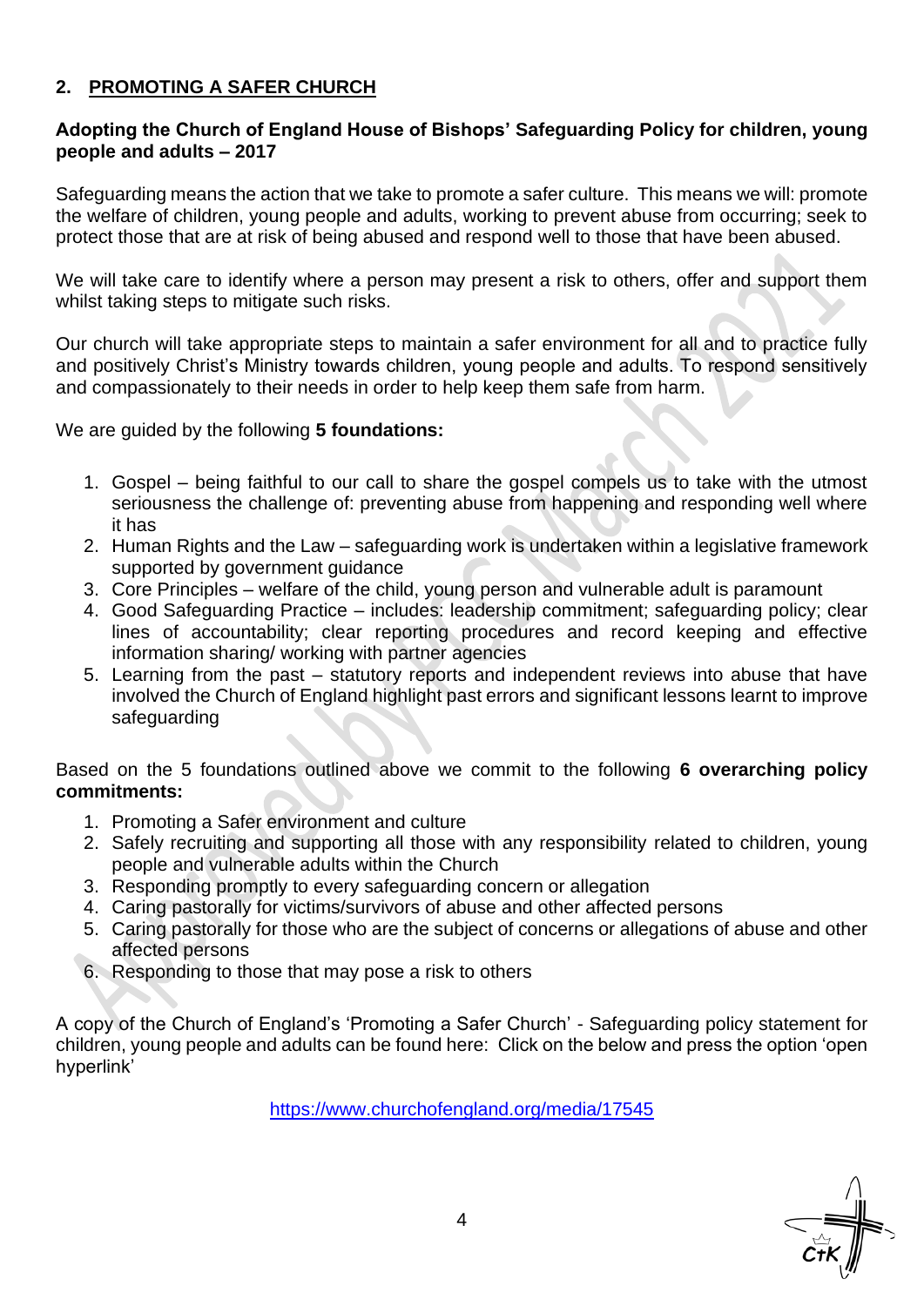## 2. PROMOTING A SAFER CHURCH

**Adopting the Church of England House of Bishops' Safeguarding Policy for children, young people and adults – 2017**

Safeguarding means the action that we take to promote a safer culture. This means we will: promote the welfare of children, young people and adults, working to prevent abuse from occurring; seek to protect those that are at risk of being abused and respond well to those that have been abused.

We will take care to identify where a person may present a risk to others, offer and support them whilst taking steps to mitigate such risks.

Our church will take appropriate steps to maintain a safer environment for all and to practice fully and positively Christ's Ministry towards children, young people and adults. To respond sensitively and compassionately to their needs in order to help keep them safe from harm.

We are guided by the following **5 foundations:**

1. Gospel – being faithful to our call to share the gospel compels us to take with the utmost seriousness the challenge of: preventing abuse from happening and responding well where it has
2. Human Rights and the Law – safeguarding work is undertaken within a legislative framework supported by government guidance
3. Core Principles – welfare of the child, young person and vulnerable adult is paramount
4. Good Safeguarding Practice – includes: leadership commitment; safeguarding policy; clear lines of accountability; clear reporting procedures and record keeping and effective information sharing/ working with partner agencies
5. Learning from the past – statutory reports and independent reviews into abuse that have involved the Church of England highlight past errors and significant lessons learnt to improve safeguarding

Based on the 5 foundations outlined above we commit to the following **6 overarching policy commitments:**

1. Promoting a Safer environment and culture
2. Safely recruiting and supporting all those with any responsibility related to children, young people and vulnerable adults within the Church
3. Responding promptly to every safeguarding concern or allegation
4. Caring pastorally for victims/survivors of abuse and other affected persons
5. Caring pastorally for those who are the subject of concerns or allegations of abuse and other affected persons
6. Responding to those that may pose a risk to others

A copy of the Church of England's 'Promoting a Safer Church' - Safeguarding policy statement for children, young people and adults can be found here: Click on the below and press the option 'open hyperlink'

https://www.churchofengland.org/media/17545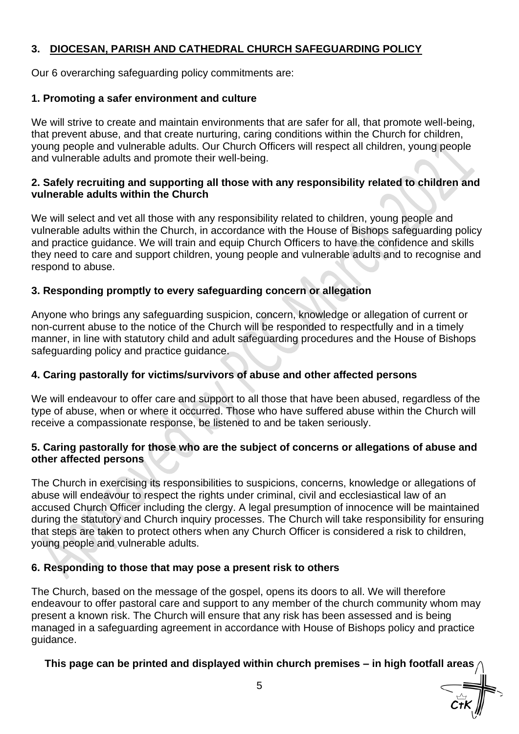## 3. DIOCESAN, PARISH AND CATHEDRAL CHURCH SAFEGUARDING POLICY

Our 6 overarching safeguarding policy commitments are:

### 1. Promoting a safer environment and culture

We will strive to create and maintain environments that are safer for all, that promote well-being, that prevent abuse, and that create nurturing, caring conditions within the Church for children, young people and vulnerable adults. Our Church Officers will respect all children, young people and vulnerable adults and promote their well-being.

### 2. Safely recruiting and supporting all those with any responsibility related to children and vulnerable adults within the Church

We will select and vet all those with any responsibility related to children, young people and vulnerable adults within the Church, in accordance with the House of Bishops safeguarding policy and practice guidance. We will train and equip Church Officers to have the confidence and skills they need to care and support children, young people and vulnerable adults and to recognise and respond to abuse.

### 3. Responding promptly to every safeguarding concern or allegation

Anyone who brings any safeguarding suspicion, concern, knowledge or allegation of current or non-current abuse to the notice of the Church will be responded to respectfully and in a timely manner, in line with statutory child and adult safeguarding procedures and the House of Bishops safeguarding policy and practice guidance.

### 4. Caring pastorally for victims/survivors of abuse and other affected persons

We will endeavour to offer care and support to all those that have been abused, regardless of the type of abuse, when or where it occurred. Those who have suffered abuse within the Church will receive a compassionate response, be listened to and be taken seriously.

### 5. Caring pastorally for those who are the subject of concerns or allegations of abuse and other affected persons

The Church in exercising its responsibilities to suspicions, concerns, knowledge or allegations of abuse will endeavour to respect the rights under criminal, civil and ecclesiastical law of an accused Church Officer including the clergy. A legal presumption of innocence will be maintained during the statutory and Church inquiry processes. The Church will take responsibility for ensuring that steps are taken to protect others when any Church Officer is considered a risk to children, young people and vulnerable adults.

### 6. Responding to those that may pose a present risk to others

The Church, based on the message of the gospel, opens its doors to all. We will therefore endeavour to offer pastoral care and support to any member of the church community whom may present a known risk. The Church will ensure that any risk has been assessed and is being managed in a safeguarding agreement in accordance with House of Bishops policy and practice guidance.

**This page can be printed and displayed within church premises – in high footfall areas**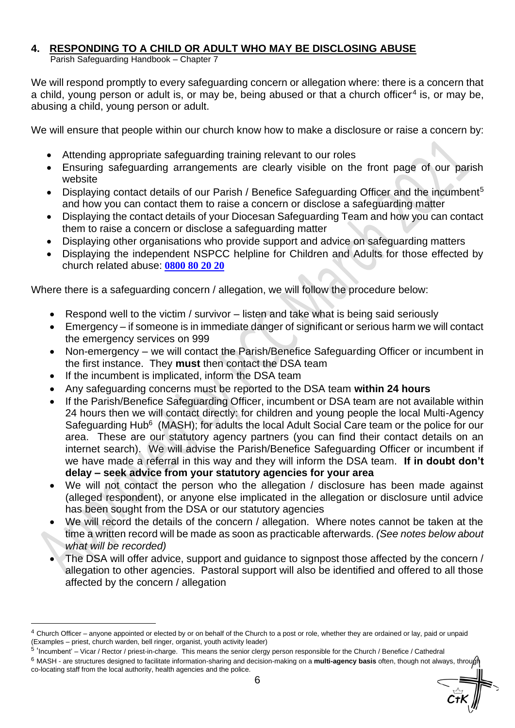## 4. RESPONDING TO A CHILD OR ADULT WHO MAY BE DISCLOSING ABUSE

Parish Safeguarding Handbook – Chapter 7

We will respond promptly to every safeguarding concern or allegation where: there is a concern that a child, young person or adult is, or may be, being abused or that a church officer[4] is, or may be, abusing a child, young person or adult.

We will ensure that people within our church know how to make a disclosure or raise a concern by:

- Attending appropriate safeguarding training relevant to our roles
- Ensuring safeguarding arrangements are clearly visible on the front page of our parish website
- Displaying contact details of our Parish / Benefice Safeguarding Officer and the incumbent[5] and how you can contact them to raise a concern or disclose a safeguarding matter
- Displaying the contact details of your Diocesan Safeguarding Team and how you can contact them to raise a concern or disclose a safeguarding matter
- Displaying other organisations who provide support and advice on safeguarding matters
- Displaying the independent NSPCC helpline for Children and Adults for those effected by church related abuse: **0800 80 20 20**

Where there is a safeguarding concern / allegation, we will follow the procedure below:

- Respond well to the victim / survivor – listen and take what is being said seriously
- Emergency – if someone is in immediate danger of significant or serious harm we will contact the emergency services on 999
- Non-emergency – we will contact the Parish/Benefice Safeguarding Officer or incumbent in the first instance. They **must** then contact the DSA team
- If the incumbent is implicated, inform the DSA team
- Any safeguarding concerns must be reported to the DSA team **within 24 hours**
- If the Parish/Benefice Safeguarding Officer, incumbent or DSA team are not available within 24 hours then we will contact directly: for children and young people the local Multi-Agency Safeguarding Hub[6] (MASH); for adults the local Adult Social Care team or the police for our area. These are our statutory agency partners (you can find their contact details on an internet search). We will advise the Parish/Benefice Safeguarding Officer or incumbent if we have made a referral in this way and they will inform the DSA team. **If in doubt don't delay – seek advice from your statutory agencies for your area**
- We will not contact the person who the allegation / disclosure has been made against (alleged respondent), or anyone else implicated in the allegation or disclosure until advice has been sought from the DSA or our statutory agencies
- We will record the details of the concern / allegation. Where notes cannot be taken at the time a written record will be made as soon as practicable afterwards. *(See notes below about what will be recorded)*
- The DSA will offer advice, support and guidance to signpost those affected by the concern / allegation to other agencies. Pastoral support will also be identified and offered to all those affected by the concern / allegation

---

[4] Church Officer – anyone appointed or elected by or on behalf of the Church to a post or role, whether they are ordained or lay, paid or unpaid (Examples – priest, church warden, bell ringer, organist, youth activity leader)

[5] 'Incumbent' – Vicar / Rector / priest-in-charge. This means the senior clergy person responsible for the Church / Benefice / Cathedral

[6] MASH - are structures designed to facilitate information-sharing and decision-making on a **multi-agency basis** often, though not always, through co-locating staff from the local authority, health agencies and the police.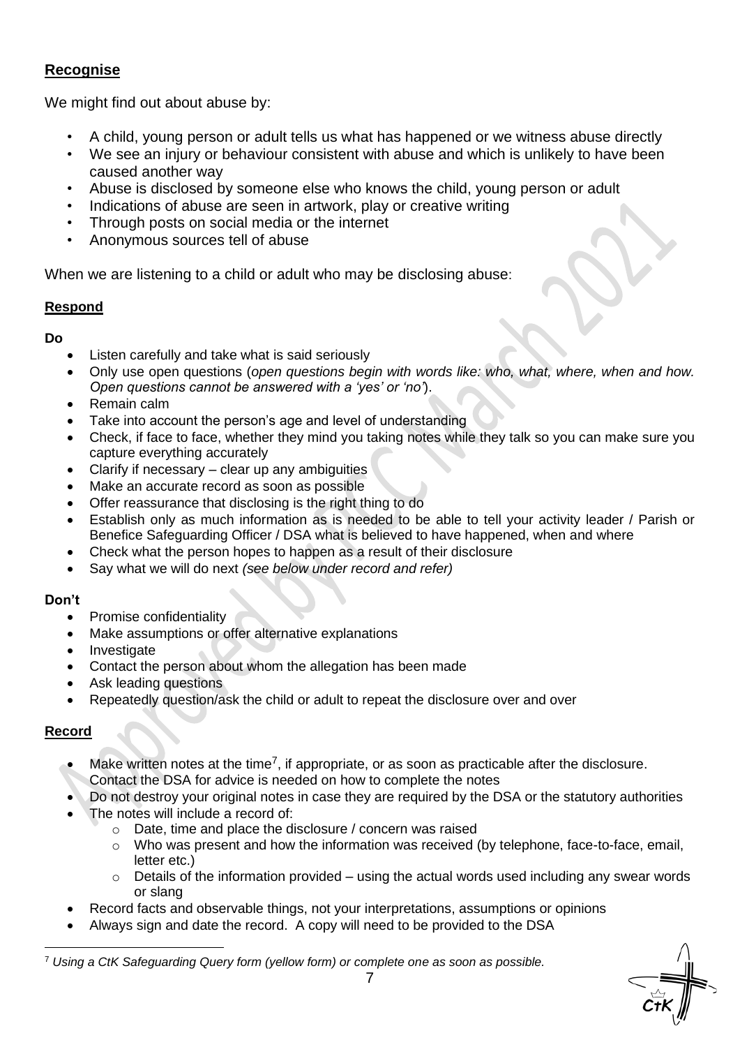## Recognise

We might find out about abuse by:

- A child, young person or adult tells us what has happened or we witness abuse directly
- We see an injury or behaviour consistent with abuse and which is unlikely to have been caused another way
- Abuse is disclosed by someone else who knows the child, young person or adult
- Indications of abuse are seen in artwork, play or creative writing
- Through posts on social media or the internet
- Anonymous sources tell of abuse

When we are listening to a child or adult who may be disclosing abuse:

## Respond

**Do**

- Listen carefully and take what is said seriously
- Only use open questions (*open questions begin with words like: who, what, where, when and how. Open questions cannot be answered with a 'yes' or 'no'*).
- Remain calm
- Take into account the person's age and level of understanding
- Check, if face to face, whether they mind you taking notes while they talk so you can make sure you capture everything accurately
- Clarify if necessary – clear up any ambiguities
- Make an accurate record as soon as possible
- Offer reassurance that disclosing is the right thing to do
- Establish only as much information as is needed to be able to tell your activity leader / Parish or Benefice Safeguarding Officer / DSA what is believed to have happened, when and where
- Check what the person hopes to happen as a result of their disclosure
- Say what we will do next *(see below under record and refer)*

**Don't**

- Promise confidentiality
- Make assumptions or offer alternative explanations
- Investigate
- Contact the person about whom the allegation has been made
- Ask leading questions
- Repeatedly question/ask the child or adult to repeat the disclosure over and over

## Record

- Make written notes at the time[7], if appropriate, or as soon as practicable after the disclosure. Contact the DSA for advice is needed on how to complete the notes
- Do not destroy your original notes in case they are required by the DSA or the statutory authorities
- The notes will include a record of:
  - Date, time and place the disclosure / concern was raised
  - Who was present and how the information was received (by telephone, face-to-face, email, letter etc.)
  - Details of the information provided – using the actual words used including any swear words or slang
- Record facts and observable things, not your interpretations, assumptions or opinions
- Always sign and date the record. A copy will need to be provided to the DSA

[7] *Using a CtK Safeguarding Query form (yellow form) or complete one as soon as possible.*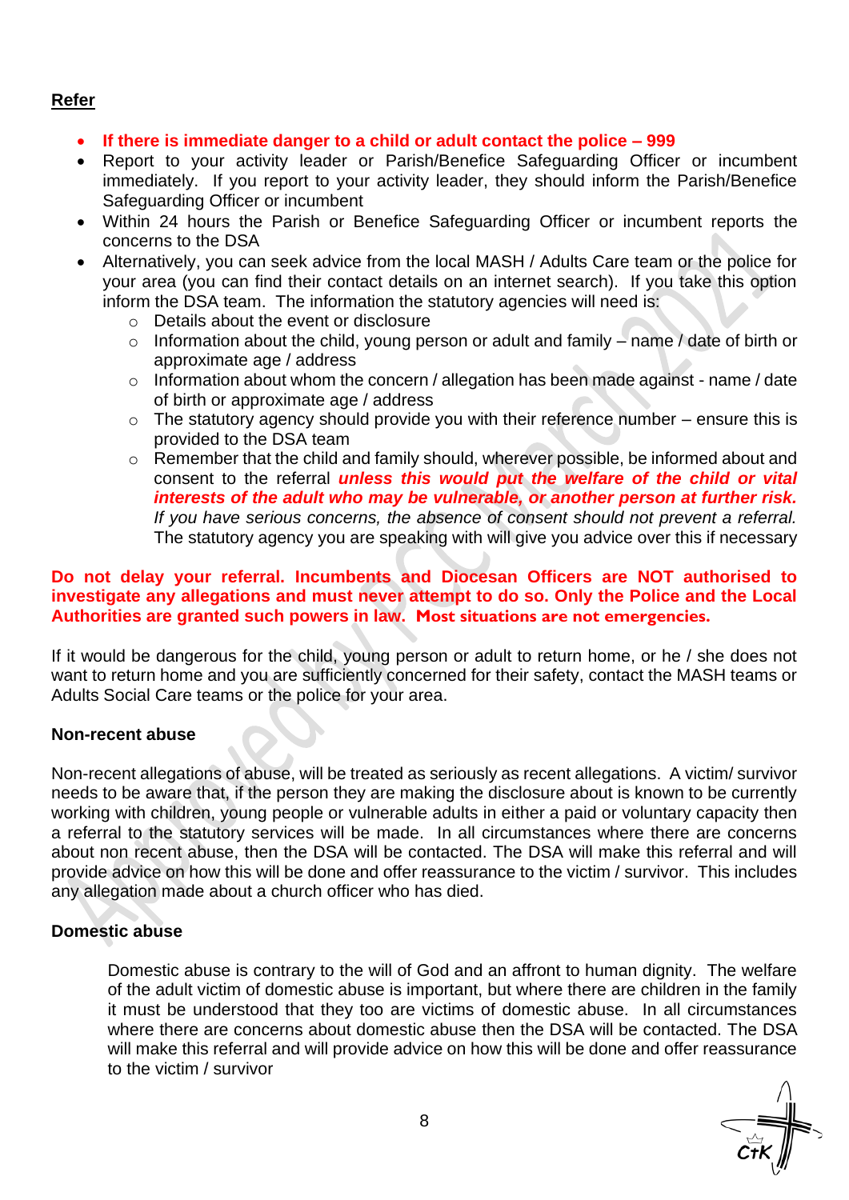**Refer**

- **If there is immediate danger to a child or adult contact the police – 999**
- Report to your activity leader or Parish/Benefice Safeguarding Officer or incumbent immediately. If you report to your activity leader, they should inform the Parish/Benefice Safeguarding Officer or incumbent
- Within 24 hours the Parish or Benefice Safeguarding Officer or incumbent reports the concerns to the DSA
- Alternatively, you can seek advice from the local MASH / Adults Care team or the police for your area (you can find their contact details on an internet search). If you take this option inform the DSA team. The information the statutory agencies will need is:
  - Details about the event or disclosure
  - Information about the child, young person or adult and family – name / date of birth or approximate age / address
  - Information about whom the concern / allegation has been made against - name / date of birth or approximate age / address
  - The statutory agency should provide you with their reference number – ensure this is provided to the DSA team
  - Remember that the child and family should, wherever possible, be informed about and consent to the referral ***unless this would put the welfare of the child or vital interests of the adult who may be vulnerable, or another person at further risk.*** *If you have serious concerns, the absence of consent should not prevent a referral.* The statutory agency you are speaking with will give you advice over this if necessary

**Do not delay your referral. Incumbents and Diocesan Officers are NOT authorised to investigate any allegations and must never attempt to do so. Only the Police and the Local Authorities are granted such powers in law. Most situations are not emergencies.**

If it would be dangerous for the child, young person or adult to return home, or he / she does not want to return home and you are sufficiently concerned for their safety, contact the MASH teams or Adults Social Care teams or the police for your area.

**Non-recent abuse**

Non-recent allegations of abuse, will be treated as seriously as recent allegations. A victim/ survivor needs to be aware that, if the person they are making the disclosure about is known to be currently working with children, young people or vulnerable adults in either a paid or voluntary capacity then a referral to the statutory services will be made. In all circumstances where there are concerns about non recent abuse, then the DSA will be contacted. The DSA will make this referral and will provide advice on how this will be done and offer reassurance to the victim / survivor. This includes any allegation made about a church officer who has died.

**Domestic abuse**

Domestic abuse is contrary to the will of God and an affront to human dignity. The welfare of the adult victim of domestic abuse is important, but where there are children in the family it must be understood that they too are victims of domestic abuse. In all circumstances where there are concerns about domestic abuse then the DSA will be contacted. The DSA will make this referral and will provide advice on how this will be done and offer reassurance to the victim / survivor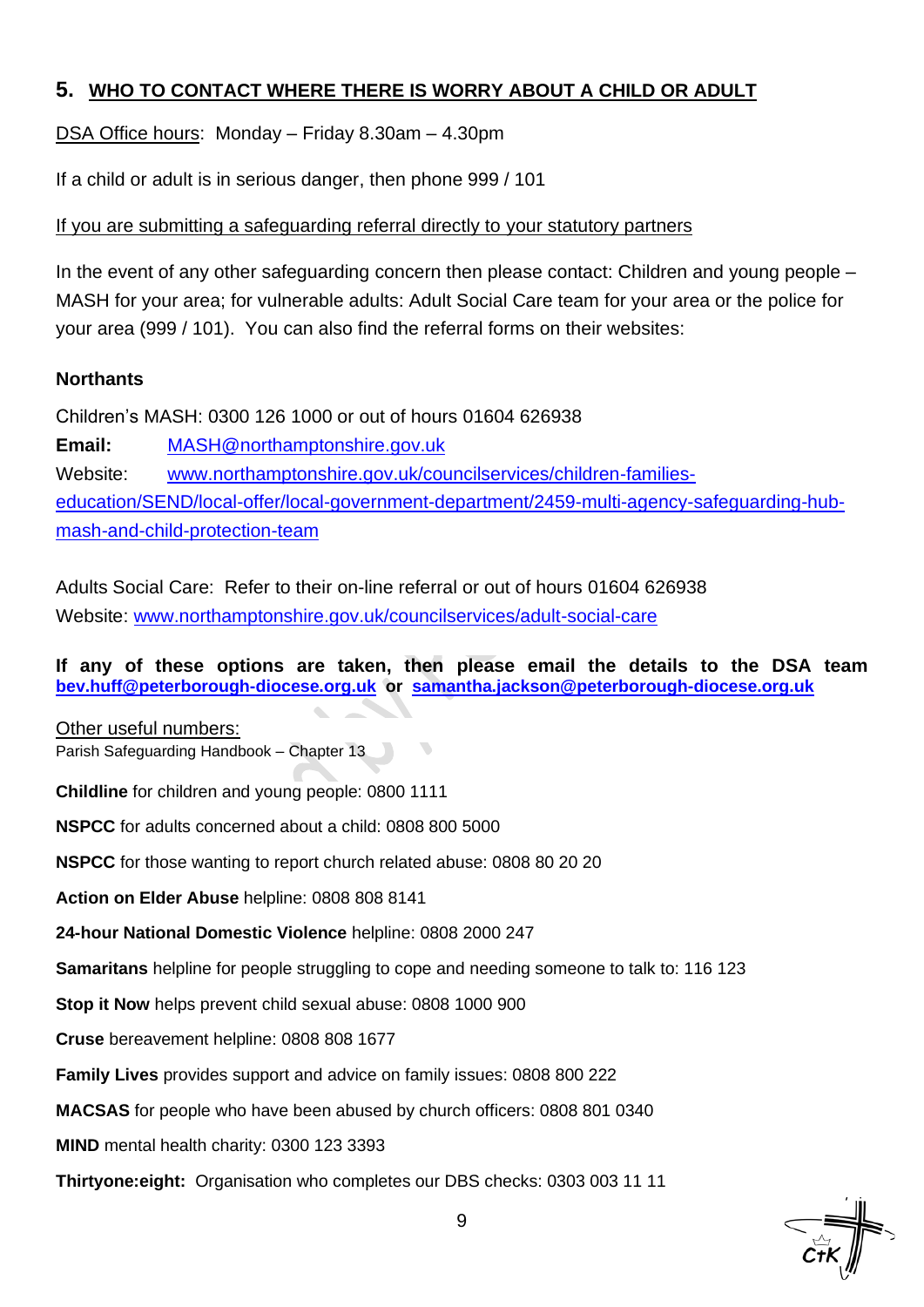## 5. WHO TO CONTACT WHERE THERE IS WORRY ABOUT A CHILD OR ADULT

DSA Office hours: Monday – Friday 8.30am – 4.30pm

If a child or adult is in serious danger, then phone 999 / 101

If you are submitting a safeguarding referral directly to your statutory partners

In the event of any other safeguarding concern then please contact: Children and young people – MASH for your area; for vulnerable adults: Adult Social Care team for your area or the police for your area (999 / 101). You can also find the referral forms on their websites:

**Northants**

Children's MASH: 0300 126 1000 or out of hours 01604 626938
**Email:** MASH@northamptonshire.gov.uk
Website: www.northamptonshire.gov.uk/councilservices/children-families-education/SEND/local-offer/local-government-department/2459-multi-agency-safeguarding-hub-mash-and-child-protection-team

Adults Social Care: Refer to their on-line referral or out of hours 01604 626938
Website: www.northamptonshire.gov.uk/councilservices/adult-social-care

**If any of these options are taken, then please email the details to the DSA team bev.huff@peterborough-diocese.org.uk or samantha.jackson@peterborough-diocese.org.uk**

Other useful numbers:
Parish Safeguarding Handbook – Chapter 13

**Childline** for children and young people: 0800 1111

**NSPCC** for adults concerned about a child: 0808 800 5000

**NSPCC** for those wanting to report church related abuse: 0808 80 20 20

**Action on Elder Abuse** helpline: 0808 808 8141

**24-hour National Domestic Violence** helpline: 0808 2000 247

**Samaritans** helpline for people struggling to cope and needing someone to talk to: 116 123

**Stop it Now** helps prevent child sexual abuse: 0808 1000 900

**Cruse** bereavement helpline: 0808 808 1677

**Family Lives** provides support and advice on family issues: 0808 800 222

**MACSAS** for people who have been abused by church officers: 0808 801 0340

**MIND** mental health charity: 0300 123 3393

**Thirtyone:eight:** Organisation who completes our DBS checks: 0303 003 11 11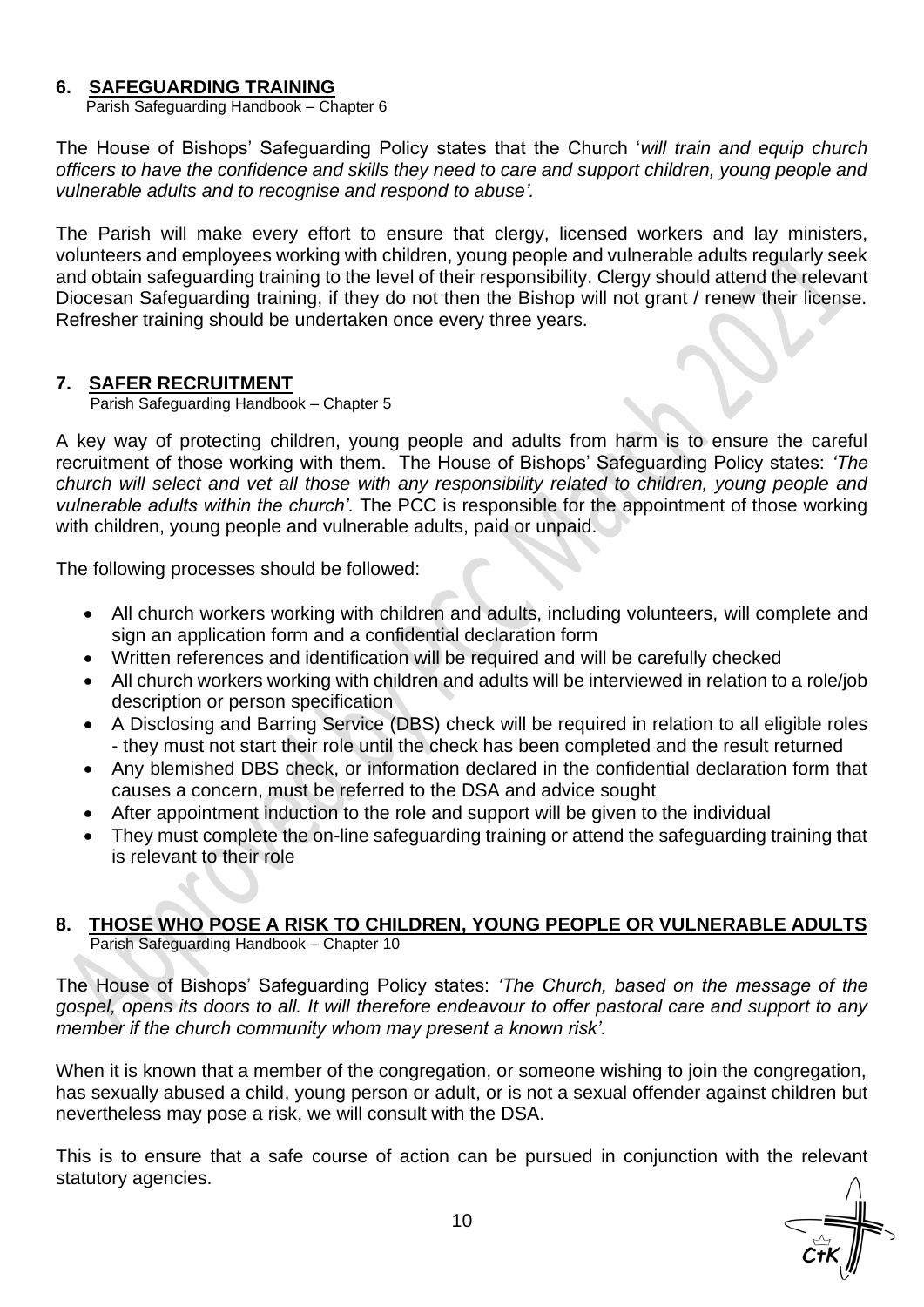## 6. SAFEGUARDING TRAINING

Parish Safeguarding Handbook – Chapter 6

The House of Bishops' Safeguarding Policy states that the Church '*will train and equip church officers to have the confidence and skills they need to care and support children, young people and vulnerable adults and to recognise and respond to abuse'.*

The Parish will make every effort to ensure that clergy, licensed workers and lay ministers, volunteers and employees working with children, young people and vulnerable adults regularly seek and obtain safeguarding training to the level of their responsibility. Clergy should attend the relevant Diocesan Safeguarding training, if they do not then the Bishop will not grant / renew their license. Refresher training should be undertaken once every three years.

## 7. SAFER RECRUITMENT

Parish Safeguarding Handbook – Chapter 5

A key way of protecting children, young people and adults from harm is to ensure the careful recruitment of those working with them. The House of Bishops' Safeguarding Policy states: *'The church will select and vet all those with any responsibility related to children, young people and vulnerable adults within the church'.* The PCC is responsible for the appointment of those working with children, young people and vulnerable adults, paid or unpaid.

The following processes should be followed:

- All church workers working with children and adults, including volunteers, will complete and sign an application form and a confidential declaration form
- Written references and identification will be required and will be carefully checked
- All church workers working with children and adults will be interviewed in relation to a role/job description or person specification
- A Disclosing and Barring Service (DBS) check will be required in relation to all eligible roles - they must not start their role until the check has been completed and the result returned
- Any blemished DBS check, or information declared in the confidential declaration form that causes a concern, must be referred to the DSA and advice sought
- After appointment induction to the role and support will be given to the individual
- They must complete the on-line safeguarding training or attend the safeguarding training that is relevant to their role

## 8. THOSE WHO POSE A RISK TO CHILDREN, YOUNG PEOPLE OR VULNERABLE ADULTS

Parish Safeguarding Handbook – Chapter 10

The House of Bishops' Safeguarding Policy states: *'The Church, based on the message of the gospel, opens its doors to all. It will therefore endeavour to offer pastoral care and support to any member if the church community whom may present a known risk'.*

When it is known that a member of the congregation, or someone wishing to join the congregation, has sexually abused a child, young person or adult, or is not a sexual offender against children but nevertheless may pose a risk, we will consult with the DSA.

This is to ensure that a safe course of action can be pursued in conjunction with the relevant statutory agencies.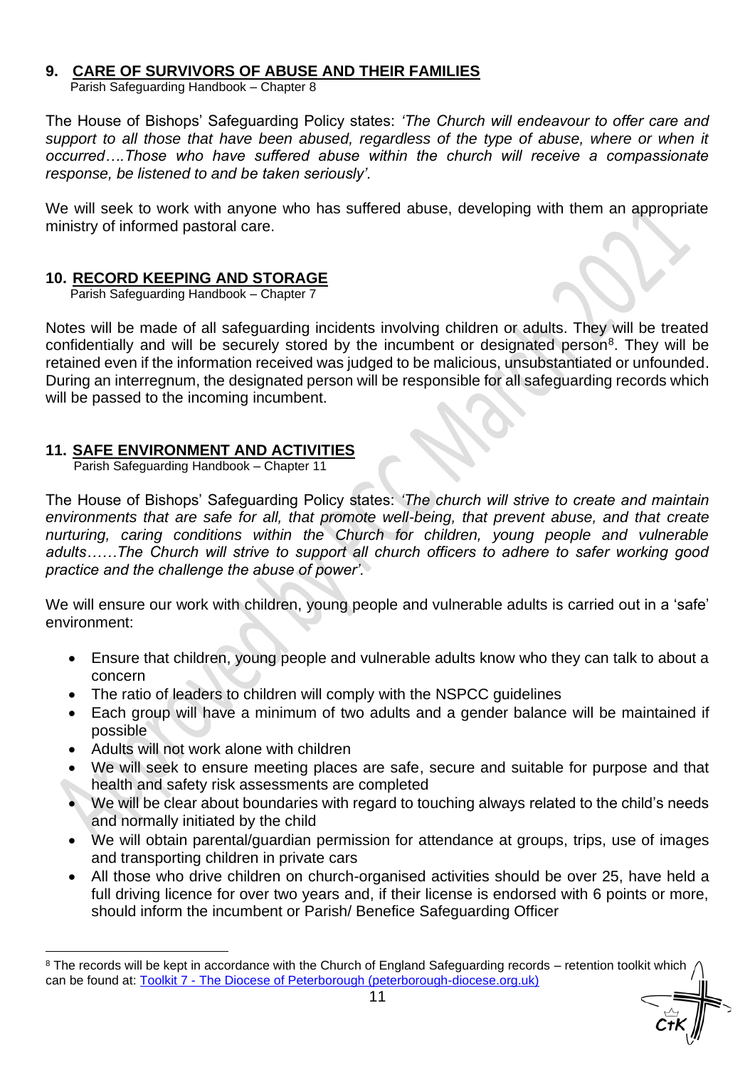## 9. CARE OF SURVIVORS OF ABUSE AND THEIR FAMILIES

Parish Safeguarding Handbook – Chapter 8

The House of Bishops' Safeguarding Policy states: *'The Church will endeavour to offer care and support to all those that have been abused, regardless of the type of abuse, where or when it occurred….Those who have suffered abuse within the church will receive a compassionate response, be listened to and be taken seriously'.*

We will seek to work with anyone who has suffered abuse, developing with them an appropriate ministry of informed pastoral care.

## 10. RECORD KEEPING AND STORAGE

Parish Safeguarding Handbook – Chapter 7

Notes will be made of all safeguarding incidents involving children or adults. They will be treated confidentially and will be securely stored by the incumbent or designated person[8]. They will be retained even if the information received was judged to be malicious, unsubstantiated or unfounded. During an interregnum, the designated person will be responsible for all safeguarding records which will be passed to the incoming incumbent.

## 11. SAFE ENVIRONMENT AND ACTIVITIES

Parish Safeguarding Handbook – Chapter 11

The House of Bishops' Safeguarding Policy states: *'The church will strive to create and maintain environments that are safe for all, that promote well-being, that prevent abuse, and that create nurturing, caring conditions within the Church for children, young people and vulnerable adults……The Church will strive to support all church officers to adhere to safer working good practice and the challenge the abuse of power'.*

We will ensure our work with children, young people and vulnerable adults is carried out in a 'safe' environment:

- Ensure that children, young people and vulnerable adults know who they can talk to about a concern
- The ratio of leaders to children will comply with the NSPCC guidelines
- Each group will have a minimum of two adults and a gender balance will be maintained if possible
- Adults will not work alone with children
- We will seek to ensure meeting places are safe, secure and suitable for purpose and that health and safety risk assessments are completed
- We will be clear about boundaries with regard to touching always related to the child's needs and normally initiated by the child
- We will obtain parental/guardian permission for attendance at groups, trips, use of images and transporting children in private cars
- All those who drive children on church-organised activities should be over 25, have held a full driving licence for over two years and, if their license is endorsed with 6 points or more, should inform the incumbent or Parish/ Benefice Safeguarding Officer

---

[8] The records will be kept in accordance with the Church of England Safeguarding records – retention toolkit which can be found at: Toolkit 7 - The Diocese of Peterborough (peterborough-diocese.org.uk)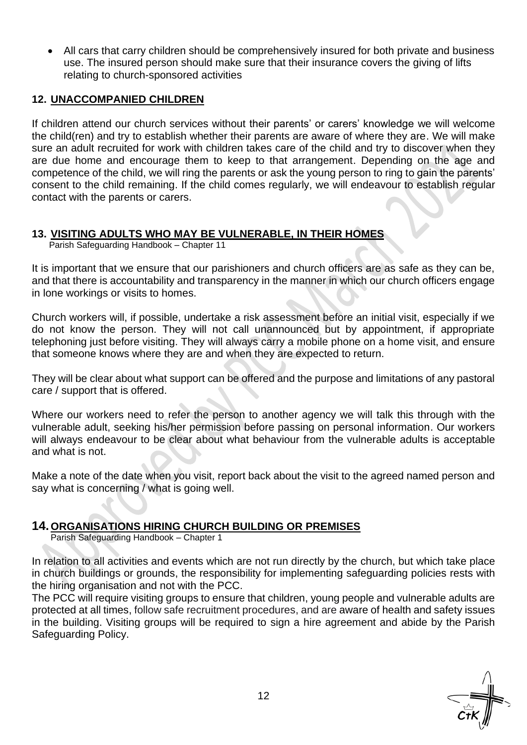- All cars that carry children should be comprehensively insured for both private and business use. The insured person should make sure that their insurance covers the giving of lifts relating to church-sponsored activities

## 12. UNACCOMPANIED CHILDREN

If children attend our church services without their parents' or carers' knowledge we will welcome the child(ren) and try to establish whether their parents are aware of where they are. We will make sure an adult recruited for work with children takes care of the child and try to discover when they are due home and encourage them to keep to that arrangement. Depending on the age and competence of the child, we will ring the parents or ask the young person to ring to gain the parents' consent to the child remaining. If the child comes regularly, we will endeavour to establish regular contact with the parents or carers.

## 13. VISITING ADULTS WHO MAY BE VULNERABLE, IN THEIR HOMES

Parish Safeguarding Handbook – Chapter 11

It is important that we ensure that our parishioners and church officers are as safe as they can be, and that there is accountability and transparency in the manner in which our church officers engage in lone workings or visits to homes.

Church workers will, if possible, undertake a risk assessment before an initial visit, especially if we do not know the person. They will not call unannounced but by appointment, if appropriate telephoning just before visiting. They will always carry a mobile phone on a home visit, and ensure that someone knows where they are and when they are expected to return.

They will be clear about what support can be offered and the purpose and limitations of any pastoral care / support that is offered.

Where our workers need to refer the person to another agency we will talk this through with the vulnerable adult, seeking his/her permission before passing on personal information. Our workers will always endeavour to be clear about what behaviour from the vulnerable adults is acceptable and what is not.

Make a note of the date when you visit, report back about the visit to the agreed named person and say what is concerning / what is going well.

## 14. ORGANISATIONS HIRING CHURCH BUILDING OR PREMISES

Parish Safeguarding Handbook – Chapter 1

In relation to all activities and events which are not run directly by the church, but which take place in church buildings or grounds, the responsibility for implementing safeguarding policies rests with the hiring organisation and not with the PCC.

The PCC will require visiting groups to ensure that children, young people and vulnerable adults are protected at all times, follow safe recruitment procedures, and are aware of health and safety issues in the building. Visiting groups will be required to sign a hire agreement and abide by the Parish Safeguarding Policy.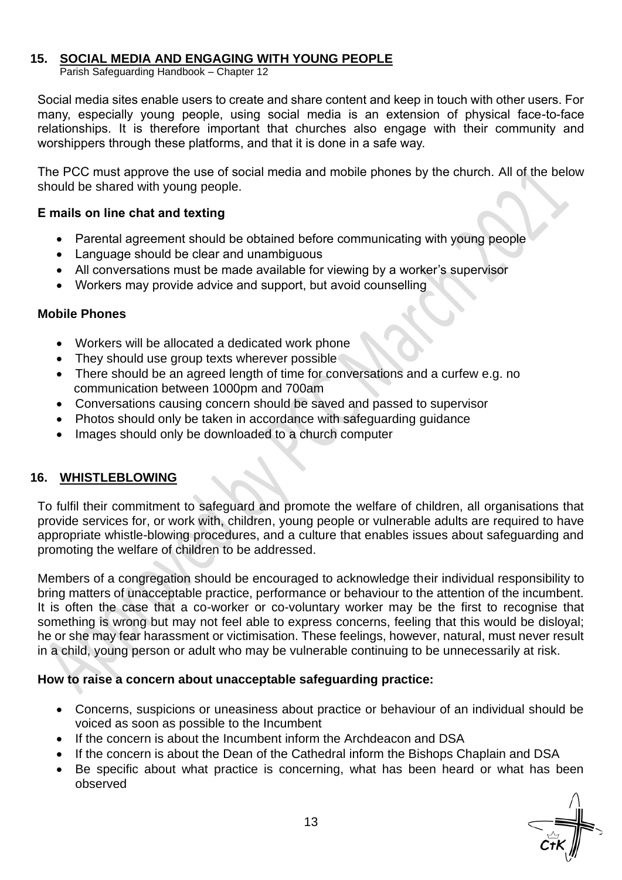## 15. SOCIAL MEDIA AND ENGAGING WITH YOUNG PEOPLE

Parish Safeguarding Handbook – Chapter 12

Social media sites enable users to create and share content and keep in touch with other users. For many, especially young people, using social media is an extension of physical face-to-face relationships. It is therefore important that churches also engage with their community and worshippers through these platforms, and that it is done in a safe way.

The PCC must approve the use of social media and mobile phones by the church. All of the below should be shared with young people.

### E mails on line chat and texting

- Parental agreement should be obtained before communicating with young people
- Language should be clear and unambiguous
- All conversations must be made available for viewing by a worker's supervisor
- Workers may provide advice and support, but avoid counselling

### Mobile Phones

- Workers will be allocated a dedicated work phone
- They should use group texts wherever possible
- There should be an agreed length of time for conversations and a curfew e.g. no communication between 1000pm and 700am
- Conversations causing concern should be saved and passed to supervisor
- Photos should only be taken in accordance with safeguarding guidance
- Images should only be downloaded to a church computer

## 16. WHISTLEBLOWING

To fulfil their commitment to safeguard and promote the welfare of children, all organisations that provide services for, or work with, children, young people or vulnerable adults are required to have appropriate whistle-blowing procedures, and a culture that enables issues about safeguarding and promoting the welfare of children to be addressed.

Members of a congregation should be encouraged to acknowledge their individual responsibility to bring matters of unacceptable practice, performance or behaviour to the attention of the incumbent. It is often the case that a co-worker or co-voluntary worker may be the first to recognise that something is wrong but may not feel able to express concerns, feeling that this would be disloyal; he or she may fear harassment or victimisation. These feelings, however, natural, must never result in a child, young person or adult who may be vulnerable continuing to be unnecessarily at risk.

### How to raise a concern about unacceptable safeguarding practice:

- Concerns, suspicions or uneasiness about practice or behaviour of an individual should be voiced as soon as possible to the Incumbent
- If the concern is about the Incumbent inform the Archdeacon and DSA
- If the concern is about the Dean of the Cathedral inform the Bishops Chaplain and DSA
- Be specific about what practice is concerning, what has been heard or what has been observed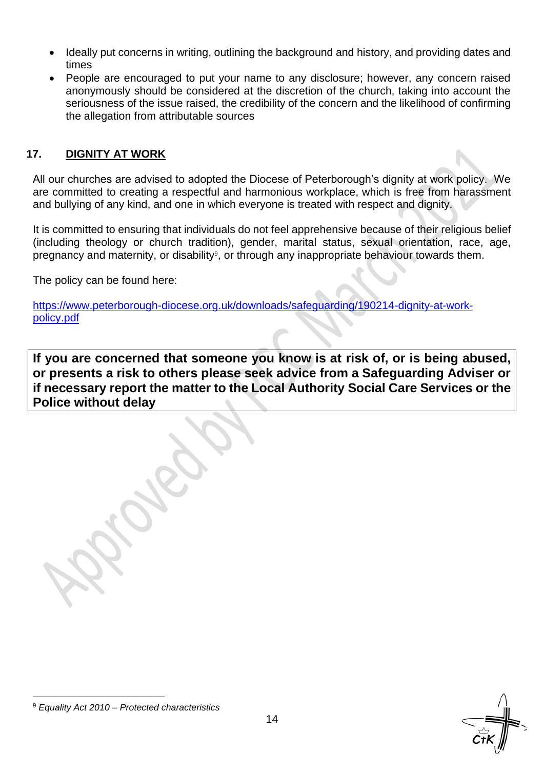- Ideally put concerns in writing, outlining the background and history, and providing dates and times
- People are encouraged to put your name to any disclosure; however, any concern raised anonymously should be considered at the discretion of the church, taking into account the seriousness of the issue raised, the credibility of the concern and the likelihood of confirming the allegation from attributable sources

## 17. DIGNITY AT WORK

All our churches are advised to adopted the Diocese of Peterborough's dignity at work policy. We are committed to creating a respectful and harmonious workplace, which is free from harassment and bullying of any kind, and one in which everyone is treated with respect and dignity.

It is committed to ensuring that individuals do not feel apprehensive because of their religious belief (including theology or church tradition), gender, marital status, sexual orientation, race, age, pregnancy and maternity, or disability[9], or through any inappropriate behaviour towards them.

The policy can be found here:

https://www.peterborough-diocese.org.uk/downloads/safeguarding/190214-dignity-at-work-policy.pdf

**If you are concerned that someone you know is at risk of, or is being abused, or presents a risk to others please seek advice from a Safeguarding Adviser or if necessary report the matter to the Local Authority Social Care Services or the Police without delay**

[9] *Equality Act 2010 – Protected characteristics*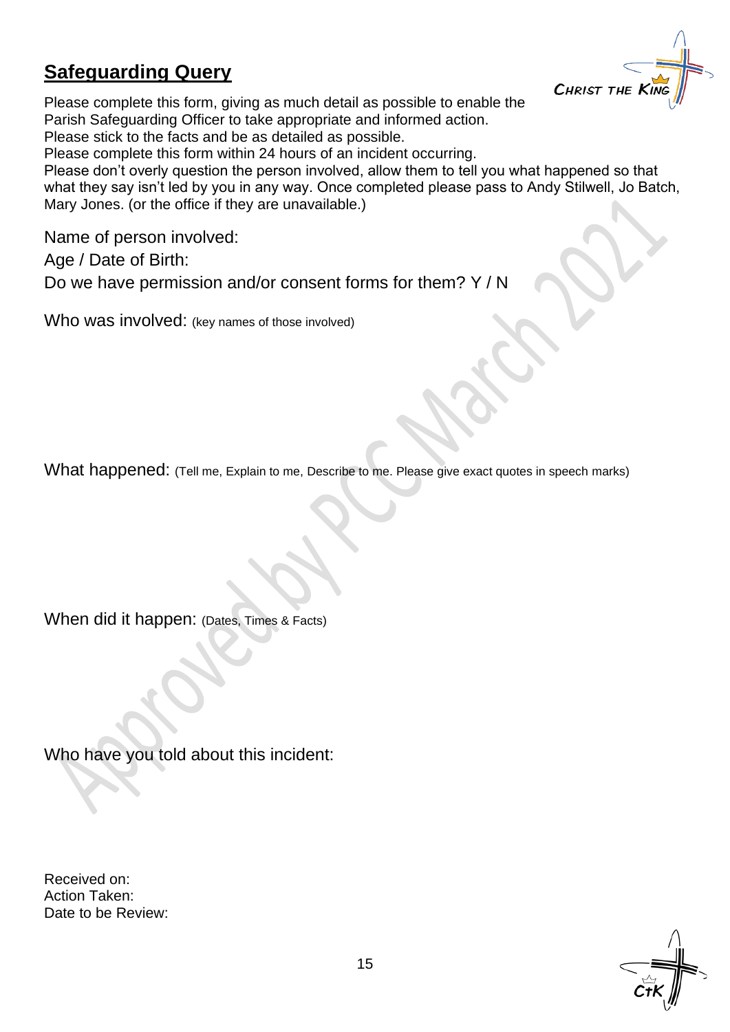## **Safeguarding Query**

Please complete this form, giving as much detail as possible to enable the Parish Safeguarding Officer to take appropriate and informed action.
Please stick to the facts and be as detailed as possible.
Please complete this form within 24 hours of an incident occurring.
Please don't overly question the person involved, allow them to tell you what happened so that what they say isn't led by you in any way. Once completed please pass to Andy Stilwell, Jo Batch, Mary Jones. (or the office if they are unavailable.)

Name of person involved:

Age / Date of Birth:

Do we have permission and/or consent forms for them? Y / N

Who was involved: (key names of those involved)

What happened: (Tell me, Explain to me, Describe to me. Please give exact quotes in speech marks)

When did it happen: (Dates, Times & Facts)

Who have you told about this incident:

Received on:
Action Taken:
Date to be Review: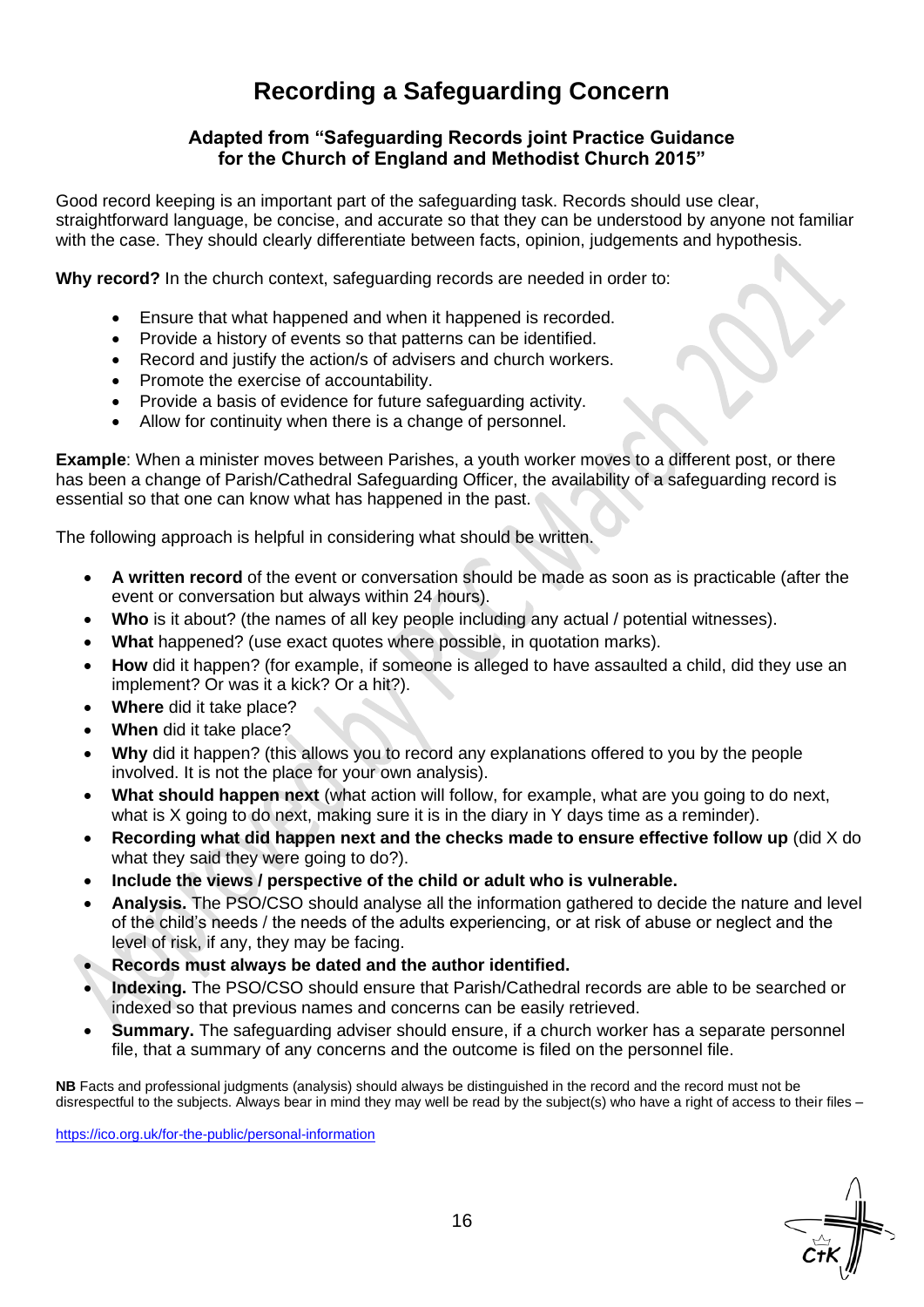# Recording a Safeguarding Concern

### Adapted from "Safeguarding Records joint Practice Guidance for the Church of England and Methodist Church 2015"

Good record keeping is an important part of the safeguarding task. Records should use clear, straightforward language, be concise, and accurate so that they can be understood by anyone not familiar with the case. They should clearly differentiate between facts, opinion, judgements and hypothesis.

**Why record?** In the church context, safeguarding records are needed in order to:

- Ensure that what happened and when it happened is recorded.
- Provide a history of events so that patterns can be identified.
- Record and justify the action/s of advisers and church workers.
- Promote the exercise of accountability.
- Provide a basis of evidence for future safeguarding activity.
- Allow for continuity when there is a change of personnel.

**Example**: When a minister moves between Parishes, a youth worker moves to a different post, or there has been a change of Parish/Cathedral Safeguarding Officer, the availability of a safeguarding record is essential so that one can know what has happened in the past.

The following approach is helpful in considering what should be written.

- **A written record** of the event or conversation should be made as soon as is practicable (after the event or conversation but always within 24 hours).
- **Who** is it about? (the names of all key people including any actual / potential witnesses).
- **What** happened? (use exact quotes where possible, in quotation marks).
- **How** did it happen? (for example, if someone is alleged to have assaulted a child, did they use an implement? Or was it a kick? Or a hit?).
- **Where** did it take place?
- **When** did it take place?
- **Why** did it happen? (this allows you to record any explanations offered to you by the people involved. It is not the place for your own analysis).
- **What should happen next** (what action will follow, for example, what are you going to do next, what is X going to do next, making sure it is in the diary in Y days time as a reminder).
- **Recording what did happen next and the checks made to ensure effective follow up** (did X do what they said they were going to do?).
- **Include the views / perspective of the child or adult who is vulnerable.**
- **Analysis.** The PSO/CSO should analyse all the information gathered to decide the nature and level of the child's needs / the needs of the adults experiencing, or at risk of abuse or neglect and the level of risk, if any, they may be facing.
- **Records must always be dated and the author identified.**
- **Indexing.** The PSO/CSO should ensure that Parish/Cathedral records are able to be searched or indexed so that previous names and concerns can be easily retrieved.
- **Summary.** The safeguarding adviser should ensure, if a church worker has a separate personnel file, that a summary of any concerns and the outcome is filed on the personnel file.

**NB** Facts and professional judgments (analysis) should always be distinguished in the record and the record must not be disrespectful to the subjects. Always bear in mind they may well be read by the subject(s) who have a right of access to their files –

https://ico.org.uk/for-the-public/personal-information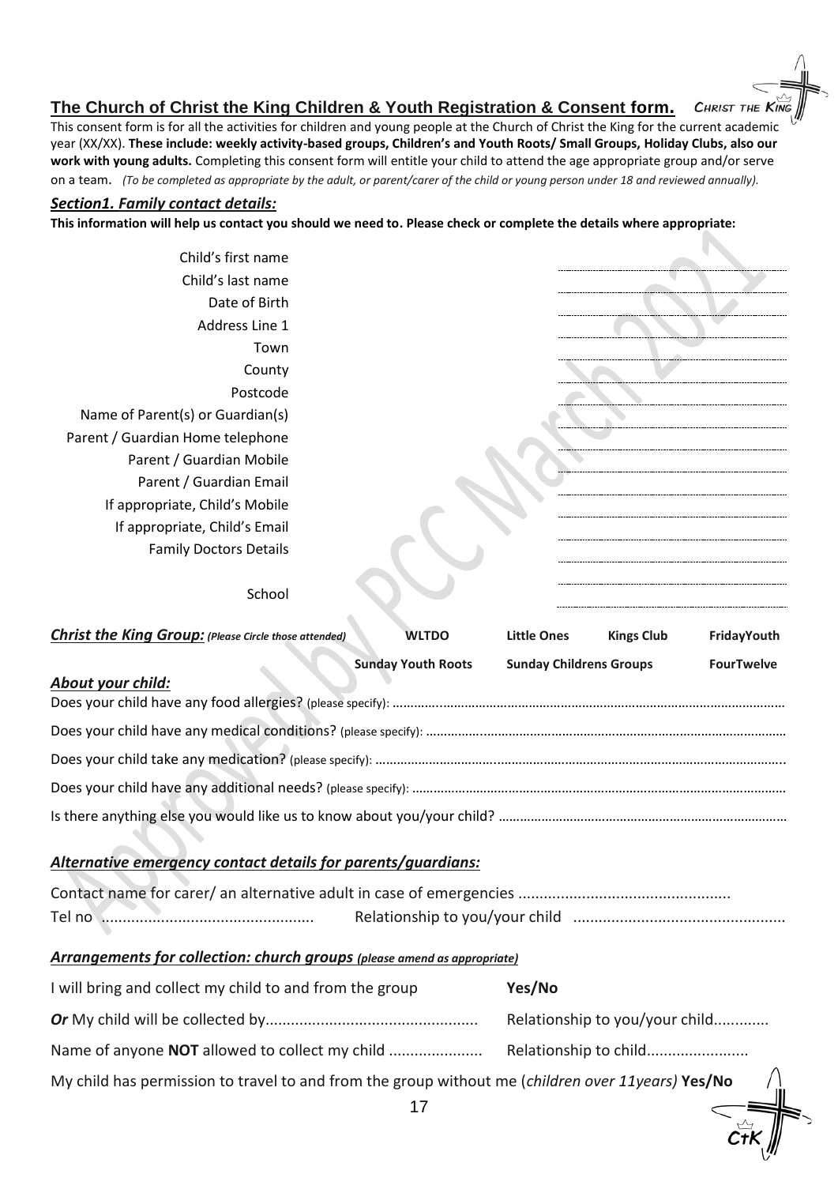## The Church of Christ the King Children & Youth Registration & Consent form.

This consent form is for all the activities for children and young people at the Church of Christ the King for the current academic year (XX/XX). **These include: weekly activity-based groups, Children's and Youth Roots/ Small Groups, Holiday Clubs, also our work with young adults.** Completing this consent form will entitle your child to attend the age appropriate group and/or serve on a team. *(To be completed as appropriate by the adult, or parent/carer of the child or young person under 18 and reviewed annually).*

### *Section1. Family contact details:*

**This information will help us contact you should we need to. Please check or complete the details where appropriate:**

| | |
|---|---|
| Child's first name | ........................ |
| Child's last name | ........................ |
| Date of Birth | ........................ |
| Address Line 1 | ........................ |
| Town | ........................ |
| County | ........................ |
| Postcode | ........................ |
| Name of Parent(s) or Guardian(s) | ........................ |
| Parent / Guardian Home telephone | ........................ |
| Parent / Guardian Mobile | ........................ |
| Parent / Guardian Email | ........................ |
| If appropriate, Child's Mobile | ........................ |
| If appropriate, Child's Email | ........................ |
| Family Doctors Details | ........................ |
| | ........................ |
| School | ........................ |

***Christ the King Group:*** *(Please Circle those attended)* **WLTDO** **Little Ones** **Kings Club** **FridayYouth** **Sunday Youth Roots** **Sunday Childrens Groups** **FourTwelve**

### *About your child:*

Does your child have any food allergies? (please specify): ...............................................

Does your child have any medical conditions? (please specify): ...............................................

Does your child take any medication? (please specify): ...............................................

Does your child have any additional needs? (please specify): ...............................................

Is there anything else you would like us to know about you/your child? ...............................................

### *Alternative emergency contact details for parents/guardians:*

Contact name for carer/ an alternative adult in case of emergencies .................................................

Tel no ................................................. Relationship to you/your child .................................................

### *Arrangements for collection: church groups (please amend as appropriate)*

I will bring and collect my child to and from the group **Yes/No**

***Or*** My child will be collected by................................................. Relationship to you/your child.............

Name of anyone **NOT** allowed to collect my child ..................... Relationship to child.......................

My child has permission to travel to and from the group without me (*children over 11years)* **Yes/No**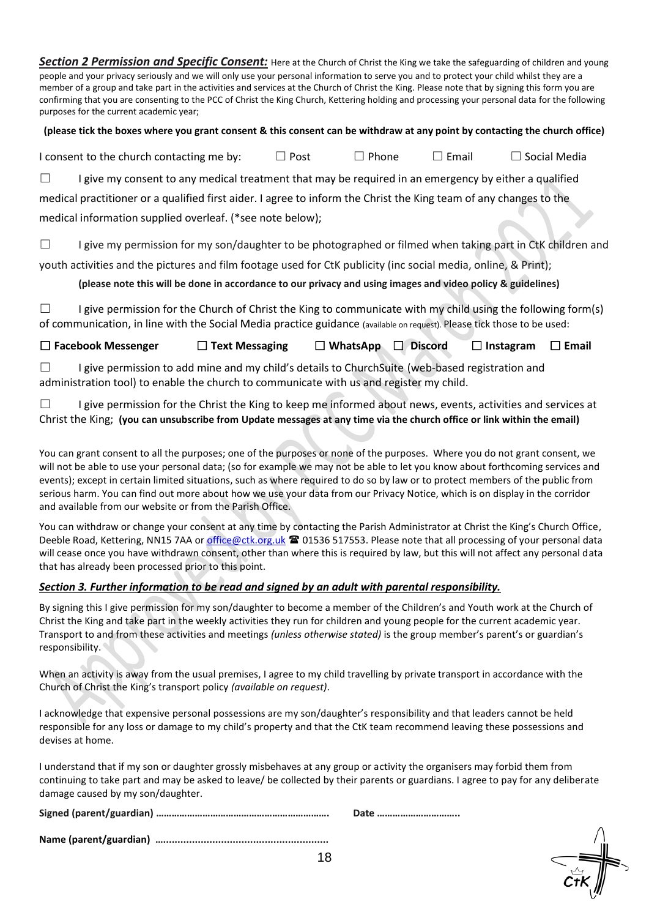***Section 2 Permission and Specific Consent:*** Here at the Church of Christ the King we take the safeguarding of children and young people and your privacy seriously and we will only use your personal information to serve you and to protect your child whilst they are a member of a group and take part in the activities and services at the Church of Christ the King. Please note that by signing this form you are confirming that you are consenting to the PCC of Christ the King Church, Kettering holding and processing your personal data for the following purposes for the current academic year;

**(please tick the boxes where you grant consent & this consent can be withdraw at any point by contacting the church office)**

I consent to the church contacting me by: ☐ Post ☐ Phone ☐ Email ☐ Social Media

☐ I give my consent to any medical treatment that may be required in an emergency by either a qualified medical practitioner or a qualified first aider. I agree to inform the Christ the King team of any changes to the medical information supplied overleaf. (*see note below);

☐ I give my permission for my son/daughter to be photographed or filmed when taking part in CtK children and youth activities and the pictures and film footage used for CtK publicity (inc social media, online, & Print);

**(please note this will be done in accordance to our privacy and using images and video policy & guidelines)**

☐ I give permission for the Church of Christ the King to communicate with my child using the following form(s) of communication, in line with the Social Media practice guidance (available on request). Please tick those to be used:

**☐ Facebook Messenger ☐ Text Messaging ☐ WhatsApp ☐ Discord ☐ Instagram ☐ Email**

☐ I give permission to add mine and my child's details to ChurchSuite (web-based registration and administration tool) to enable the church to communicate with us and register my child.

☐ I give permission for the Christ the King to keep me informed about news, events, activities and services at Christ the King; **(you can unsubscribe from Update messages at any time via the church office or link within the email)**

You can grant consent to all the purposes; one of the purposes or none of the purposes. Where you do not grant consent, we will not be able to use your personal data; (so for example we may not be able to let you know about forthcoming services and events); except in certain limited situations, such as where required to do so by law or to protect members of the public from serious harm. You can find out more about how we use your data from our Privacy Notice, which is on display in the corridor and available from our website or from the Parish Office.

You can withdraw or change your consent at any time by contacting the Parish Administrator at Christ the King's Church Office, Deeble Road, Kettering, NN15 7AA or office@ctk.org.uk ☎ 01536 517553. Please note that all processing of your personal data will cease once you have withdrawn consent, other than where this is required by law, but this will not affect any personal data that has already been processed prior to this point.

## ***Section 3. Further information to be read and signed by an adult with parental responsibility.***

By signing this I give permission for my son/daughter to become a member of the Children's and Youth work at the Church of Christ the King and take part in the weekly activities they run for children and young people for the current academic year. Transport to and from these activities and meetings *(unless otherwise stated)* is the group member's parent's or guardian's responsibility.

When an activity is away from the usual premises, I agree to my child travelling by private transport in accordance with the Church of Christ the King's transport policy *(available on request)*.

I acknowledge that expensive personal possessions are my son/daughter's responsibility and that leaders cannot be held responsible for any loss or damage to my child's property and that the CtK team recommend leaving these possessions and devises at home.

I understand that if my son or daughter grossly misbehaves at any group or activity the organisers may forbid them from continuing to take part and may be asked to leave/ be collected by their parents or guardians. I agree to pay for any deliberate damage caused by my son/daughter.

**Signed (parent/guardian) …………………………………………………… Date …………………………..**

**Name (parent/guardian) ……………………………………………………**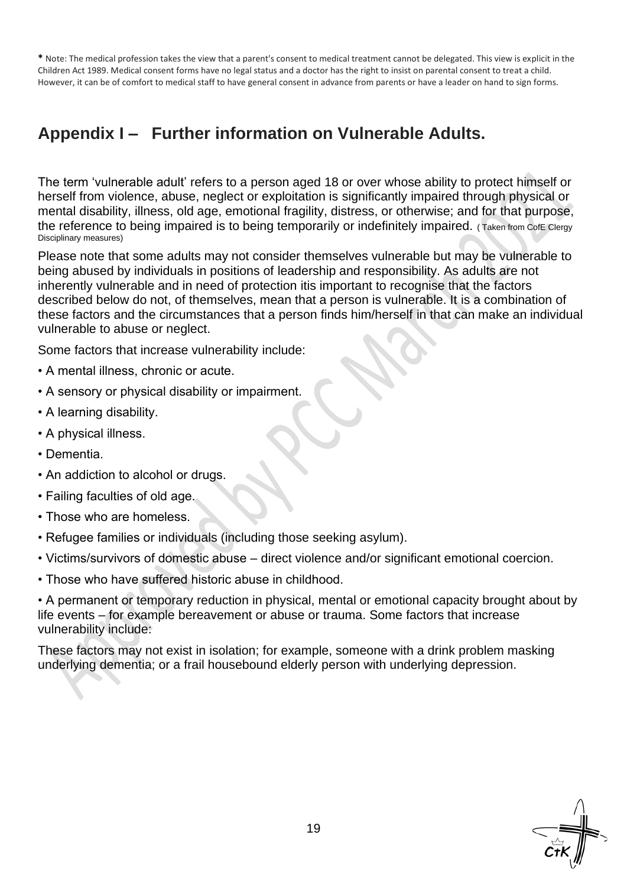**\*** Note: The medical profession takes the view that a parent's consent to medical treatment cannot be delegated. This view is explicit in the Children Act 1989. Medical consent forms have no legal status and a doctor has the right to insist on parental consent to treat a child. However, it can be of comfort to medical staff to have general consent in advance from parents or have a leader on hand to sign forms.

## Appendix I – Further information on Vulnerable Adults.

The term 'vulnerable adult' refers to a person aged 18 or over whose ability to protect himself or herself from violence, abuse, neglect or exploitation is significantly impaired through physical or mental disability, illness, old age, emotional fragility, distress, or otherwise; and for that purpose, the reference to being impaired is to being temporarily or indefinitely impaired. ( Taken from CofE Clergy Disciplinary measures)

Please note that some adults may not consider themselves vulnerable but may be vulnerable to being abused by individuals in positions of leadership and responsibility. As adults are not inherently vulnerable and in need of protection itis important to recognise that the factors described below do not, of themselves, mean that a person is vulnerable. It is a combination of these factors and the circumstances that a person finds him/herself in that can make an individual vulnerable to abuse or neglect.

Some factors that increase vulnerability include:

- A mental illness, chronic or acute.
- A sensory or physical disability or impairment.
- A learning disability.
- A physical illness.
- Dementia.
- An addiction to alcohol or drugs.
- Failing faculties of old age.
- Those who are homeless.
- Refugee families or individuals (including those seeking asylum).
- Victims/survivors of domestic abuse – direct violence and/or significant emotional coercion.
- Those who have suffered historic abuse in childhood.
- A permanent or temporary reduction in physical, mental or emotional capacity brought about by life events – for example bereavement or abuse or trauma. Some factors that increase vulnerability include:

These factors may not exist in isolation; for example, someone with a drink problem masking underlying dementia; or a frail housebound elderly person with underlying depression.